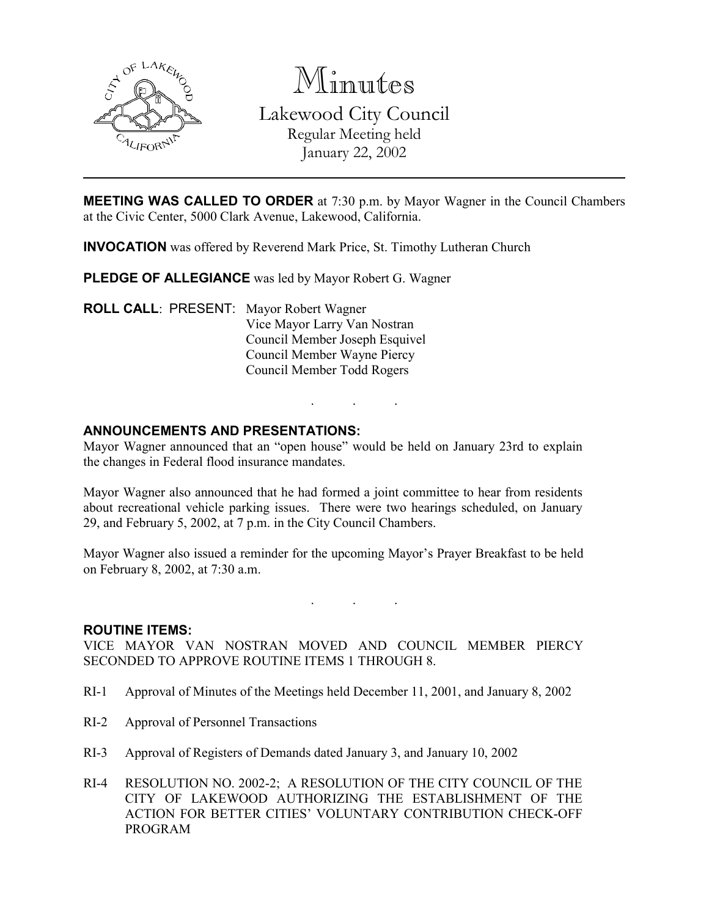# Minutes

## Lakewood City Council

Regular Meeting held
January 22, 2002

---

**MEETING WAS CALLED TO ORDER** at 7:30 p.m. by Mayor Wagner in the Council Chambers at the Civic Center, 5000 Clark Avenue, Lakewood, California.

**INVOCATION** was offered by Reverend Mark Price, St. Timothy Lutheran Church

**PLEDGE OF ALLEGIANCE** was led by Mayor Robert G. Wagner

**ROLL CALL**: PRESENT: Mayor Robert Wagner
Vice Mayor Larry Van Nostran
Council Member Joseph Esquivel
Council Member Wayne Piercy
Council Member Todd Rogers

. . .

**ANNOUNCEMENTS AND PRESENTATIONS:**

Mayor Wagner announced that an "open house" would be held on January 23rd to explain the changes in Federal flood insurance mandates.

Mayor Wagner also announced that he had formed a joint committee to hear from residents about recreational vehicle parking issues. There were two hearings scheduled, on January 29, and February 5, 2002, at 7 p.m. in the City Council Chambers.

Mayor Wagner also issued a reminder for the upcoming Mayor's Prayer Breakfast to be held on February 8, 2002, at 7:30 a.m.

. . .

**ROUTINE ITEMS:**

VICE MAYOR VAN NOSTRAN MOVED AND COUNCIL MEMBER PIERCY SECONDED TO APPROVE ROUTINE ITEMS 1 THROUGH 8.

RI-1 Approval of Minutes of the Meetings held December 11, 2001, and January 8, 2002

RI-2 Approval of Personnel Transactions

RI-3 Approval of Registers of Demands dated January 3, and January 10, 2002

RI-4 RESOLUTION NO. 2002-2; A RESOLUTION OF THE CITY COUNCIL OF THE CITY OF LAKEWOOD AUTHORIZING THE ESTABLISHMENT OF THE ACTION FOR BETTER CITIES' VOLUNTARY CONTRIBUTION CHECK-OFF PROGRAM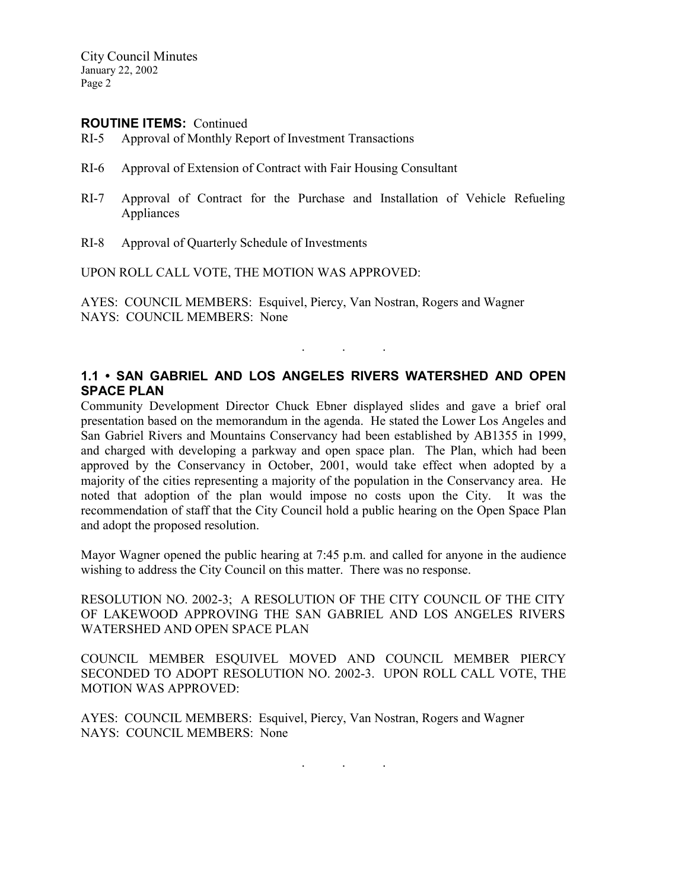**ROUTINE ITEMS:** Continued

RI-5 Approval of Monthly Report of Investment Transactions

RI-6 Approval of Extension of Contract with Fair Housing Consultant

RI-7 Approval of Contract for the Purchase and Installation of Vehicle Refueling Appliances

RI-8 Approval of Quarterly Schedule of Investments

UPON ROLL CALL VOTE, THE MOTION WAS APPROVED:

AYES: COUNCIL MEMBERS: Esquivel, Piercy, Van Nostran, Rogers and Wagner
NAYS: COUNCIL MEMBERS: None

. . .

### 1.1 • SAN GABRIEL AND LOS ANGELES RIVERS WATERSHED AND OPEN SPACE PLAN

Community Development Director Chuck Ebner displayed slides and gave a brief oral presentation based on the memorandum in the agenda. He stated the Lower Los Angeles and San Gabriel Rivers and Mountains Conservancy had been established by AB1355 in 1999, and charged with developing a parkway and open space plan. The Plan, which had been approved by the Conservancy in October, 2001, would take effect when adopted by a majority of the cities representing a majority of the population in the Conservancy area. He noted that adoption of the plan would impose no costs upon the City. It was the recommendation of staff that the City Council hold a public hearing on the Open Space Plan and adopt the proposed resolution.

Mayor Wagner opened the public hearing at 7:45 p.m. and called for anyone in the audience wishing to address the City Council on this matter. There was no response.

RESOLUTION NO. 2002-3; A RESOLUTION OF THE CITY COUNCIL OF THE CITY OF LAKEWOOD APPROVING THE SAN GABRIEL AND LOS ANGELES RIVERS WATERSHED AND OPEN SPACE PLAN

COUNCIL MEMBER ESQUIVEL MOVED AND COUNCIL MEMBER PIERCY SECONDED TO ADOPT RESOLUTION NO. 2002-3. UPON ROLL CALL VOTE, THE MOTION WAS APPROVED:

AYES: COUNCIL MEMBERS: Esquivel, Piercy, Van Nostran, Rogers and Wagner
NAYS: COUNCIL MEMBERS: None

. . .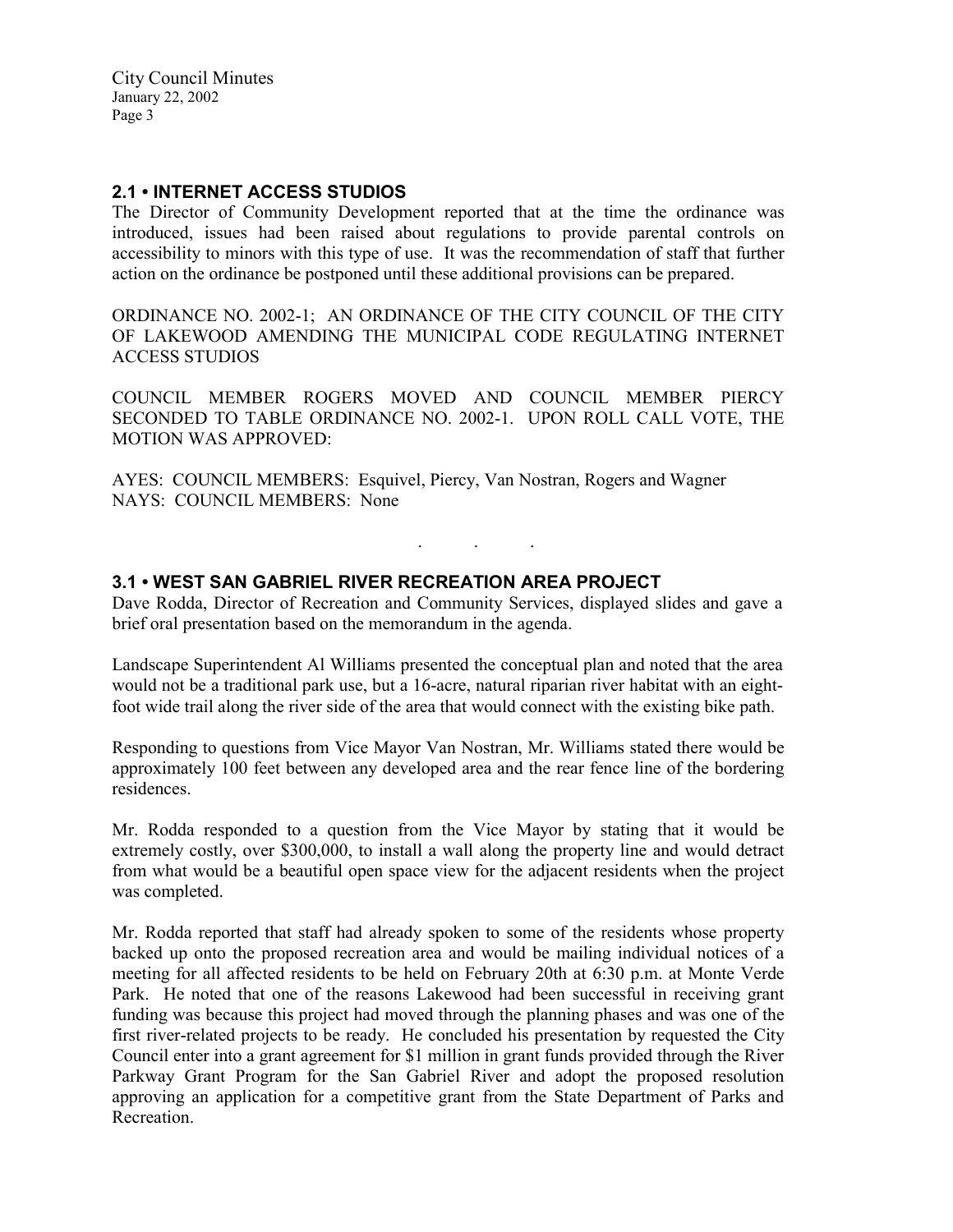## 2.1 • INTERNET ACCESS STUDIOS

The Director of Community Development reported that at the time the ordinance was introduced, issues had been raised about regulations to provide parental controls on accessibility to minors with this type of use. It was the recommendation of staff that further action on the ordinance be postponed until these additional provisions can be prepared.

ORDINANCE NO. 2002-1; AN ORDINANCE OF THE CITY COUNCIL OF THE CITY OF LAKEWOOD AMENDING THE MUNICIPAL CODE REGULATING INTERNET ACCESS STUDIOS

COUNCIL MEMBER ROGERS MOVED AND COUNCIL MEMBER PIERCY SECONDED TO TABLE ORDINANCE NO. 2002-1. UPON ROLL CALL VOTE, THE MOTION WAS APPROVED:

AYES: COUNCIL MEMBERS: Esquivel, Piercy, Van Nostran, Rogers and Wagner
NAYS: COUNCIL MEMBERS: None

. . .

## 3.1 • WEST SAN GABRIEL RIVER RECREATION AREA PROJECT

Dave Rodda, Director of Recreation and Community Services, displayed slides and gave a brief oral presentation based on the memorandum in the agenda.

Landscape Superintendent Al Williams presented the conceptual plan and noted that the area would not be a traditional park use, but a 16-acre, natural riparian river habitat with an eight-foot wide trail along the river side of the area that would connect with the existing bike path.

Responding to questions from Vice Mayor Van Nostran, Mr. Williams stated there would be approximately 100 feet between any developed area and the rear fence line of the bordering residences.

Mr. Rodda responded to a question from the Vice Mayor by stating that it would be extremely costly, over $300,000, to install a wall along the property line and would detract from what would be a beautiful open space view for the adjacent residents when the project was completed.

Mr. Rodda reported that staff had already spoken to some of the residents whose property backed up onto the proposed recreation area and would be mailing individual notices of a meeting for all affected residents to be held on February 20th at 6:30 p.m. at Monte Verde Park. He noted that one of the reasons Lakewood had been successful in receiving grant funding was because this project had moved through the planning phases and was one of the first river-related projects to be ready. He concluded his presentation by requested the City Council enter into a grant agreement for $1 million in grant funds provided through the River Parkway Grant Program for the San Gabriel River and adopt the proposed resolution approving an application for a competitive grant from the State Department of Parks and Recreation.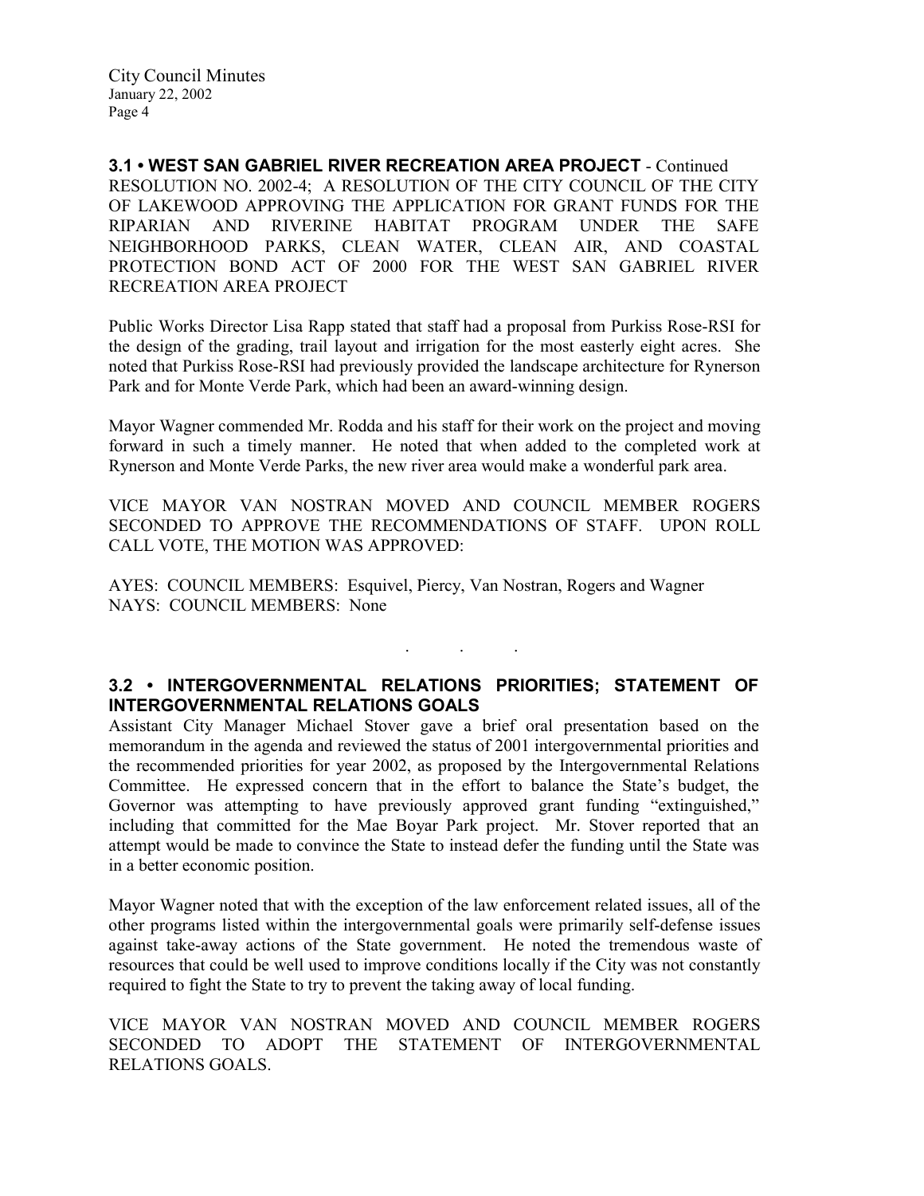**3.1 • WEST SAN GABRIEL RIVER RECREATION AREA PROJECT** - Continued

RESOLUTION NO. 2002-4; A RESOLUTION OF THE CITY COUNCIL OF THE CITY OF LAKEWOOD APPROVING THE APPLICATION FOR GRANT FUNDS FOR THE RIPARIAN AND RIVERINE HABITAT PROGRAM UNDER THE SAFE NEIGHBORHOOD PARKS, CLEAN WATER, CLEAN AIR, AND COASTAL PROTECTION BOND ACT OF 2000 FOR THE WEST SAN GABRIEL RIVER RECREATION AREA PROJECT

Public Works Director Lisa Rapp stated that staff had a proposal from Purkiss Rose-RSI for the design of the grading, trail layout and irrigation for the most easterly eight acres. She noted that Purkiss Rose-RSI had previously provided the landscape architecture for Rynerson Park and for Monte Verde Park, which had been an award-winning design.

Mayor Wagner commended Mr. Rodda and his staff for their work on the project and moving forward in such a timely manner. He noted that when added to the completed work at Rynerson and Monte Verde Parks, the new river area would make a wonderful park area.

VICE MAYOR VAN NOSTRAN MOVED AND COUNCIL MEMBER ROGERS SECONDED TO APPROVE THE RECOMMENDATIONS OF STAFF. UPON ROLL CALL VOTE, THE MOTION WAS APPROVED:

AYES: COUNCIL MEMBERS: Esquivel, Piercy, Van Nostran, Rogers and Wagner
NAYS: COUNCIL MEMBERS: None

. . .

**3.2 • INTERGOVERNMENTAL RELATIONS PRIORITIES; STATEMENT OF INTERGOVERNMENTAL RELATIONS GOALS**

Assistant City Manager Michael Stover gave a brief oral presentation based on the memorandum in the agenda and reviewed the status of 2001 intergovernmental priorities and the recommended priorities for year 2002, as proposed by the Intergovernmental Relations Committee. He expressed concern that in the effort to balance the State's budget, the Governor was attempting to have previously approved grant funding "extinguished," including that committed for the Mae Boyar Park project. Mr. Stover reported that an attempt would be made to convince the State to instead defer the funding until the State was in a better economic position.

Mayor Wagner noted that with the exception of the law enforcement related issues, all of the other programs listed within the intergovernmental goals were primarily self-defense issues against take-away actions of the State government. He noted the tremendous waste of resources that could be well used to improve conditions locally if the City was not constantly required to fight the State to try to prevent the taking away of local funding.

VICE MAYOR VAN NOSTRAN MOVED AND COUNCIL MEMBER ROGERS SECONDED TO ADOPT THE STATEMENT OF INTERGOVERNMENTAL RELATIONS GOALS.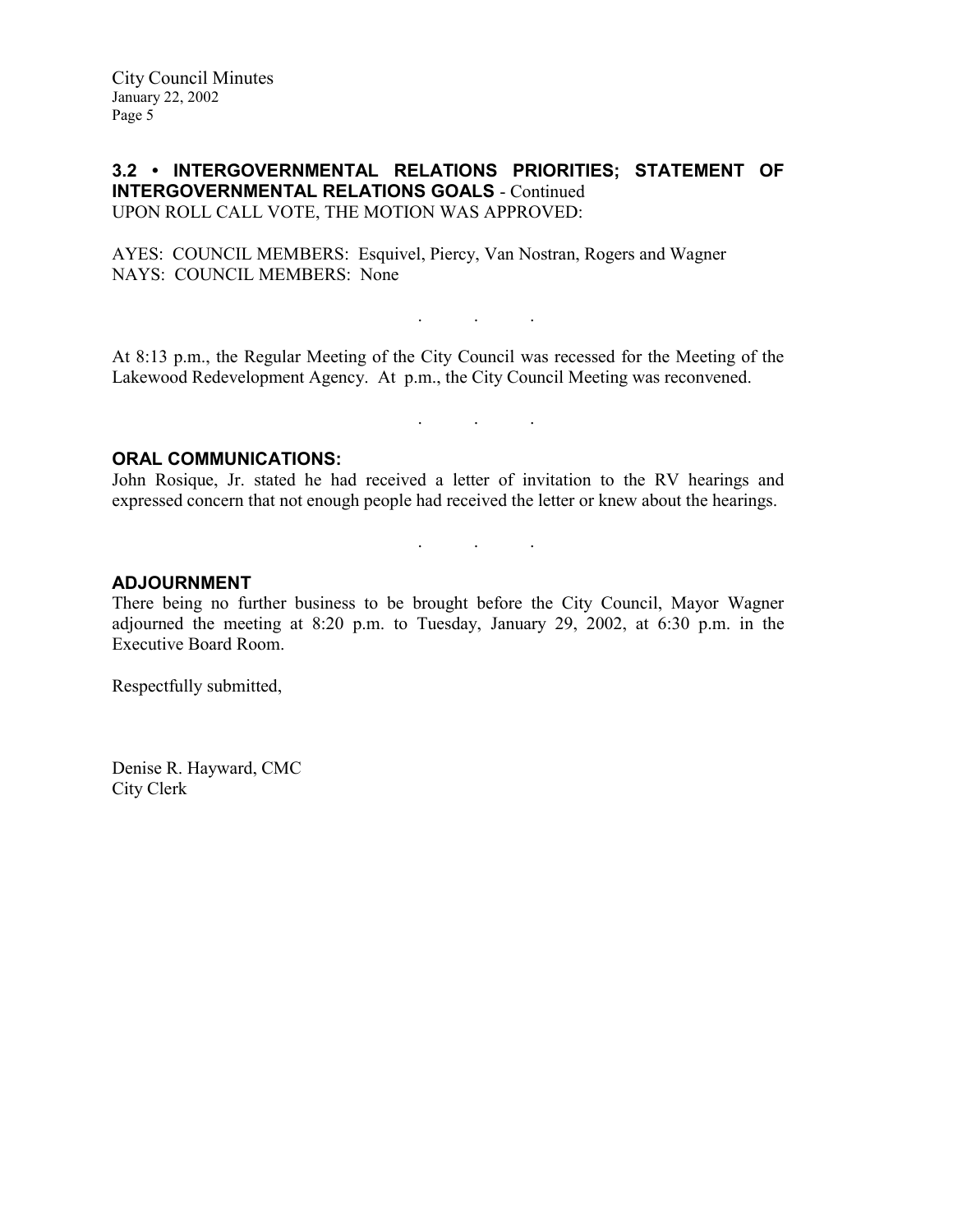### 3.2 • INTERGOVERNMENTAL RELATIONS PRIORITIES; STATEMENT OF INTERGOVERNMENTAL RELATIONS GOALS - Continued

UPON ROLL CALL VOTE, THE MOTION WAS APPROVED:

AYES: COUNCIL MEMBERS: Esquivel, Piercy, Van Nostran, Rogers and Wagner
NAYS: COUNCIL MEMBERS: None

. . .

At 8:13 p.m., the Regular Meeting of the City Council was recessed for the Meeting of the Lakewood Redevelopment Agency. At p.m., the City Council Meeting was reconvened.

. . .

### ORAL COMMUNICATIONS:

John Rosique, Jr. stated he had received a letter of invitation to the RV hearings and expressed concern that not enough people had received the letter or knew about the hearings.

. . .

### ADJOURNMENT

There being no further business to be brought before the City Council, Mayor Wagner adjourned the meeting at 8:20 p.m. to Tuesday, January 29, 2002, at 6:30 p.m. in the Executive Board Room.

Respectfully submitted,

Denise R. Hayward, CMC
City Clerk